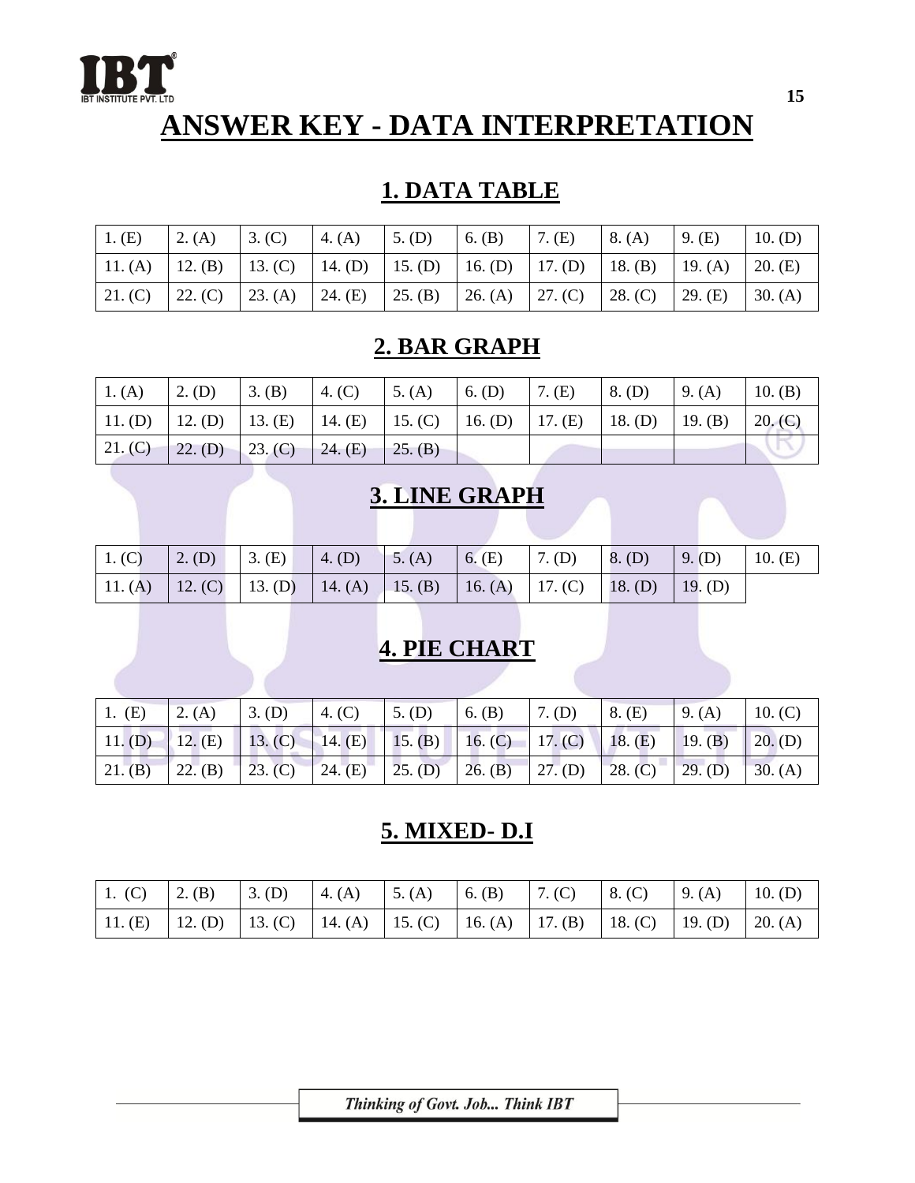# ANSWER KEY - DATA INTERPRETATION

## 1. DATA TABLE

| | | | | | | | | | |
|---|---|---|---|---|---|---|---|---|---|
| 1. (E) | 2. (A) | 3. (C) | 4. (A) | 5. (D) | 6. (B) | 7. (E) | 8. (A) | 9. (E) | 10. (D) |
| 11. (A) | 12. (B) | 13. (C) | 14. (D) | 15. (D) | 16. (D) | 17. (D) | 18. (B) | 19. (A) | 20. (E) |
| 21. (C) | 22. (C) | 23. (A) | 24. (E) | 25. (B) | 26. (A) | 27. (C) | 28. (C) | 29. (E) | 30. (A) |

## 2. BAR GRAPH

| | | | | | | | | | |
|---|---|---|---|---|---|---|---|---|---|
| 1. (A) | 2. (D) | 3. (B) | 4. (C) | 5. (A) | 6. (D) | 7. (E) | 8. (D) | 9. (A) | 10. (B) |
| 11. (D) | 12. (D) | 13. (E) | 14. (E) | 15. (C) | 16. (D) | 17. (E) | 18. (D) | 19. (B) | 20. (C) |
| 21. (C) | 22. (D) | 23. (C) | 24. (E) | 25. (B) | | | | | |

## 3. LINE GRAPH

| | | | | | | | | | |
|---|---|---|---|---|---|---|---|---|---|
| 1. (C) | 2. (D) | 3. (E) | 4. (D) | 5. (A) | 6. (E) | 7. (D) | 8. (D) | 9. (D) | 10. (E) |
| 11. (A) | 12. (C) | 13. (D) | 14. (A) | 15. (B) | 16. (A) | 17. (C) | 18. (D) | 19. (D) | |

## 4. PIE CHART

| | | | | | | | | | |
|---|---|---|---|---|---|---|---|---|---|
| 1. (E) | 2. (A) | 3. (D) | 4. (C) | 5. (D) | 6. (B) | 7. (D) | 8. (E) | 9. (A) | 10. (C) |
| 11. (D) | 12. (E) | 13. (C) | 14. (E) | 15. (B) | 16. (C) | 17. (C) | 18. (E) | 19. (B) | 20. (D) |
| 21. (B) | 22. (B) | 23. (C) | 24. (E) | 25. (D) | 26. (B) | 27. (D) | 28. (C) | 29. (D) | 30. (A) |

## 5. MIXED- D.I

| | | | | | | | | | |
|---|---|---|---|---|---|---|---|---|---|
| 1. (C) | 2. (B) | 3. (D) | 4. (A) | 5. (A) | 6. (B) | 7. (C) | 8. (C) | 9. (A) | 10. (D) |
| 11. (E) | 12. (D) | 13. (C) | 14. (A) | 15. (C) | 16. (A) | 17. (B) | 18. (C) | 19. (D) | 20. (A) |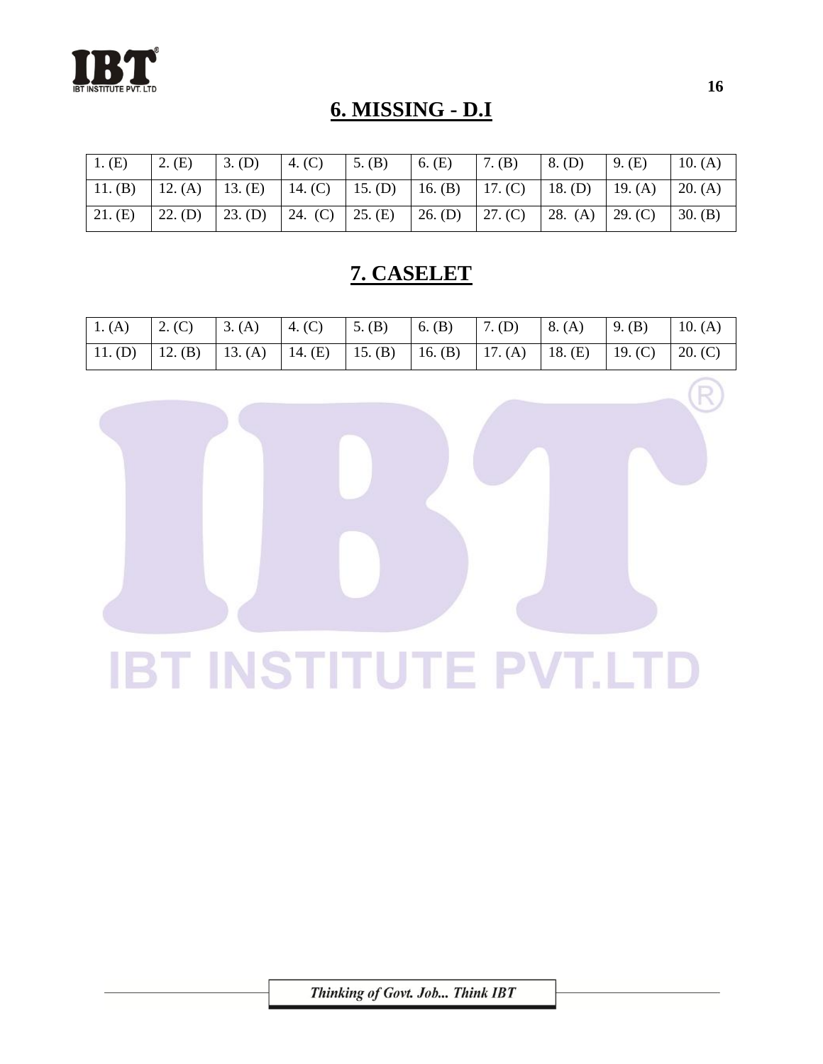## 6. MISSING - D.I

| | | | | | | | | | |
|---|---|---|---|---|---|---|---|---|---|
| 1. (E) | 2. (E) | 3. (D) | 4. (C) | 5. (B) | 6. (E) | 7. (B) | 8. (D) | 9. (E) | 10. (A) |
| 11. (B) | 12. (A) | 13. (E) | 14. (C) | 15. (D) | 16. (B) | 17. (C) | 18. (D) | 19. (A) | 20. (A) |
| 21. (E) | 22. (D) | 23. (D) | 24. (C) | 25. (E) | 26. (D) | 27. (C) | 28. (A) | 29. (C) | 30. (B) |

## 7. CASELET

| | | | | | | | | | |
|---|---|---|---|---|---|---|---|---|---|
| 1. (A) | 2. (C) | 3. (A) | 4. (C) | 5. (B) | 6. (B) | 7. (D) | 8. (A) | 9. (B) | 10. (A) |
| 11. (D) | 12. (B) | 13. (A) | 14. (E) | 15. (B) | 16. (B) | 17. (A) | 18. (E) | 19. (C) | 20. (C) |